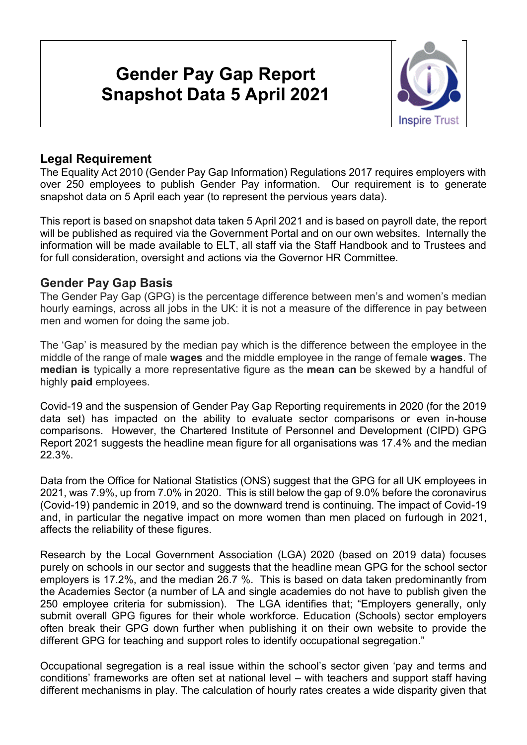# Gender Pay Gap Report
# Snapshot Data 5 April 2021

Inspire Trust

## Legal Requirement

The Equality Act 2010 (Gender Pay Gap Information) Regulations 2017 requires employers with over 250 employees to publish Gender Pay information. Our requirement is to generate snapshot data on 5 April each year (to represent the pervious years data).

This report is based on snapshot data taken 5 April 2021 and is based on payroll date, the report will be published as required via the Government Portal and on our own websites. Internally the information will be made available to ELT, all staff via the Staff Handbook and to Trustees and for full consideration, oversight and actions via the Governor HR Committee.

## Gender Pay Gap Basis

The Gender Pay Gap (GPG) is the percentage difference between men's and women's median hourly earnings, across all jobs in the UK: it is not a measure of the difference in pay between men and women for doing the same job.

The 'Gap' is measured by the median pay which is the difference between the employee in the middle of the range of male **wages** and the middle employee in the range of female **wages**. The **median is** typically a more representative figure as the **mean can** be skewed by a handful of highly **paid** employees.

Covid-19 and the suspension of Gender Pay Gap Reporting requirements in 2020 (for the 2019 data set) has impacted on the ability to evaluate sector comparisons or even in-house comparisons. However, the Chartered Institute of Personnel and Development (CIPD) GPG Report 2021 suggests the headline mean figure for all organisations was 17.4% and the median 22.3%.

Data from the Office for National Statistics (ONS) suggest that the GPG for all UK employees in 2021, was 7.9%, up from 7.0% in 2020. This is still below the gap of 9.0% before the coronavirus (Covid-19) pandemic in 2019, and so the downward trend is continuing. The impact of Covid-19 and, in particular the negative impact on more women than men placed on furlough in 2021, affects the reliability of these figures.

Research by the Local Government Association (LGA) 2020 (based on 2019 data) focuses purely on schools in our sector and suggests that the headline mean GPG for the school sector employers is 17.2%, and the median 26.7 %. This is based on data taken predominantly from the Academies Sector (a number of LA and single academies do not have to publish given the 250 employee criteria for submission). The LGA identifies that; "Employers generally, only submit overall GPG figures for their whole workforce. Education (Schools) sector employers often break their GPG down further when publishing it on their own website to provide the different GPG for teaching and support roles to identify occupational segregation."

Occupational segregation is a real issue within the school's sector given 'pay and terms and conditions' frameworks are often set at national level – with teachers and support staff having different mechanisms in play. The calculation of hourly rates creates a wide disparity given that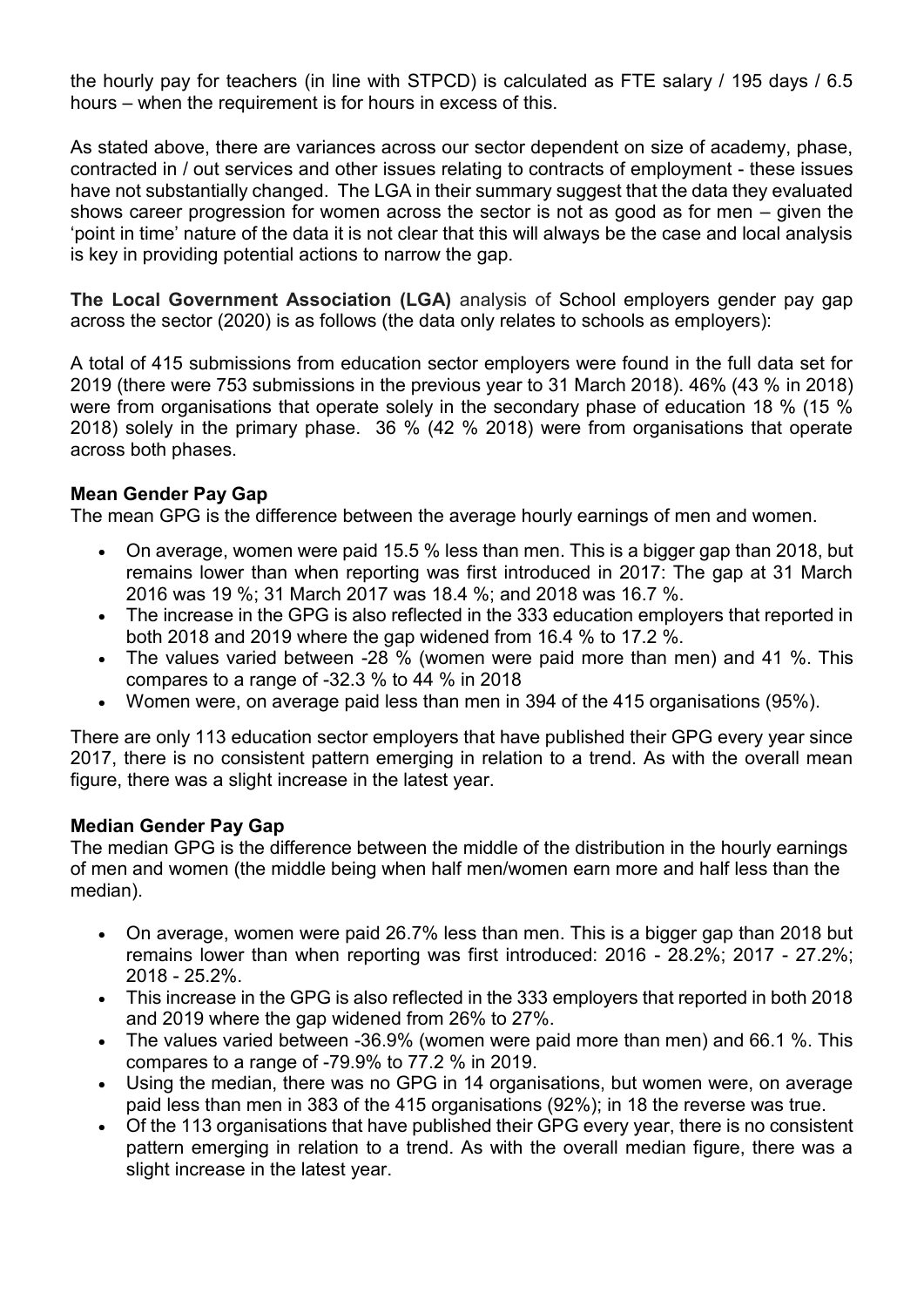the hourly pay for teachers (in line with STPCD) is calculated as FTE salary / 195 days / 6.5 hours – when the requirement is for hours in excess of this.

As stated above, there are variances across our sector dependent on size of academy, phase, contracted in / out services and other issues relating to contracts of employment - these issues have not substantially changed. The LGA in their summary suggest that the data they evaluated shows career progression for women across the sector is not as good as for men – given the 'point in time' nature of the data it is not clear that this will always be the case and local analysis is key in providing potential actions to narrow the gap.

**The Local Government Association (LGA)** analysis of School employers gender pay gap across the sector (2020) is as follows (the data only relates to schools as employers):

A total of 415 submissions from education sector employers were found in the full data set for 2019 (there were 753 submissions in the previous year to 31 March 2018). 46% (43 % in 2018) were from organisations that operate solely in the secondary phase of education 18 % (15 % 2018) solely in the primary phase. 36 % (42 % 2018) were from organisations that operate across both phases.

**Mean Gender Pay Gap**

The mean GPG is the difference between the average hourly earnings of men and women.

- On average, women were paid 15.5 % less than men. This is a bigger gap than 2018, but remains lower than when reporting was first introduced in 2017: The gap at 31 March 2016 was 19 %; 31 March 2017 was 18.4 %; and 2018 was 16.7 %.
- The increase in the GPG is also reflected in the 333 education employers that reported in both 2018 and 2019 where the gap widened from 16.4 % to 17.2 %.
- The values varied between -28 % (women were paid more than men) and 41 %. This compares to a range of -32.3 % to 44 % in 2018
- Women were, on average paid less than men in 394 of the 415 organisations (95%).

There are only 113 education sector employers that have published their GPG every year since 2017, there is no consistent pattern emerging in relation to a trend. As with the overall mean figure, there was a slight increase in the latest year.

**Median Gender Pay Gap**

The median GPG is the difference between the middle of the distribution in the hourly earnings of men and women (the middle being when half men/women earn more and half less than the median).

- On average, women were paid 26.7% less than men. This is a bigger gap than 2018 but remains lower than when reporting was first introduced: 2016 - 28.2%; 2017 - 27.2%; 2018 - 25.2%.
- This increase in the GPG is also reflected in the 333 employers that reported in both 2018 and 2019 where the gap widened from 26% to 27%.
- The values varied between -36.9% (women were paid more than men) and 66.1 %. This compares to a range of -79.9% to 77.2 % in 2019.
- Using the median, there was no GPG in 14 organisations, but women were, on average paid less than men in 383 of the 415 organisations (92%); in 18 the reverse was true.
- Of the 113 organisations that have published their GPG every year, there is no consistent pattern emerging in relation to a trend. As with the overall median figure, there was a slight increase in the latest year.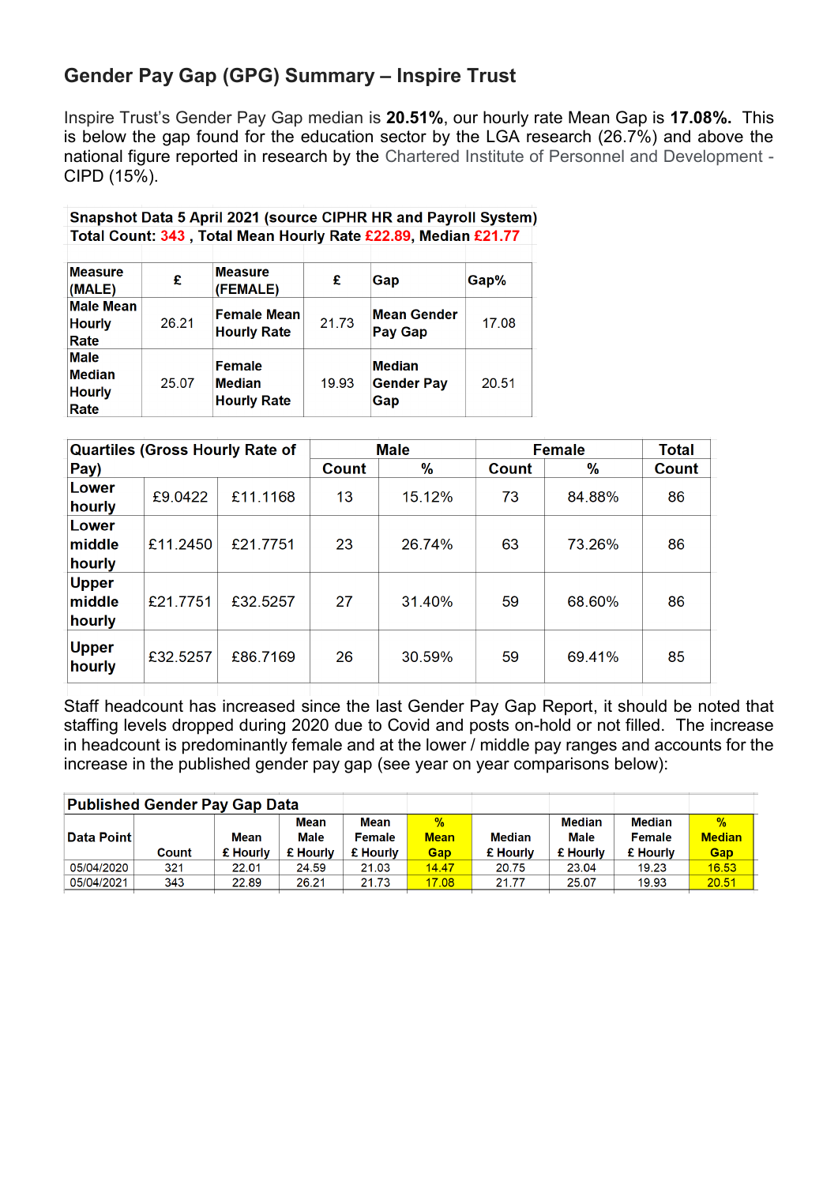## Gender Pay Gap (GPG) Summary – Inspire Trust

Inspire Trust's Gender Pay Gap median is **20.51%**, our hourly rate Mean Gap is **17.08%.** This is below the gap found for the education sector by the LGA research (26.7%) and above the national figure reported in research by the Chartered Institute of Personnel and Development - CIPD (15%).

**Snapshot Data 5 April 2021 (source CIPHR HR and Payroll System)**
**Total Count: 343 , Total Mean Hourly Rate £22.89, Median £21.77**

| Measure (MALE) | £ | Measure (FEMALE) | £ | Gap | Gap% |
|---|---|---|---|---|---|
| Male Mean Hourly Rate | 26.21 | Female Mean Hourly Rate | 21.73 | Mean Gender Pay Gap | 17.08 |
| Male Median Hourly Rate | 25.07 | Female Median Hourly Rate | 19.93 | Median Gender Pay Gap | 20.51 |

| Quartiles (Gross Hourly Rate of Pay) | | | Male | | Female | | Total |
|---|---|---|---|---|---|---|---|
| | | | Count | % | Count | % | Count |
| Lower hourly | £9.0422 | £11.1168 | 13 | 15.12% | 73 | 84.88% | 86 |
| Lower middle hourly | £11.2450 | £21.7751 | 23 | 26.74% | 63 | 73.26% | 86 |
| Upper middle hourly | £21.7751 | £32.5257 | 27 | 31.40% | 59 | 68.60% | 86 |
| Upper hourly | £32.5257 | £86.7169 | 26 | 30.59% | 59 | 69.41% | 85 |

Staff headcount has increased since the last Gender Pay Gap Report, it should be noted that staffing levels dropped during 2020 due to Covid and posts on-hold or not filled. The increase in headcount is predominantly female and at the lower / middle pay ranges and accounts for the increase in the published gender pay gap (see year on year comparisons below):

**Published Gender Pay Gap Data**

| Data Point | Count | Mean £ Hourly | Mean Male £ Hourly | Mean Female £ Hourly | % Mean Gap | Median £ Hourly | Median Male £ Hourly | Median Female £ Hourly | % Median Gap |
|---|---|---|---|---|---|---|---|---|---|
| 05/04/2020 | 321 | 22.01 | 24.59 | 21.03 | 14.47 | 20.75 | 23.04 | 19.23 | 16.53 |
| 05/04/2021 | 343 | 22.89 | 26.21 | 21.73 | 17.08 | 21.77 | 25.07 | 19.93 | 20.51 |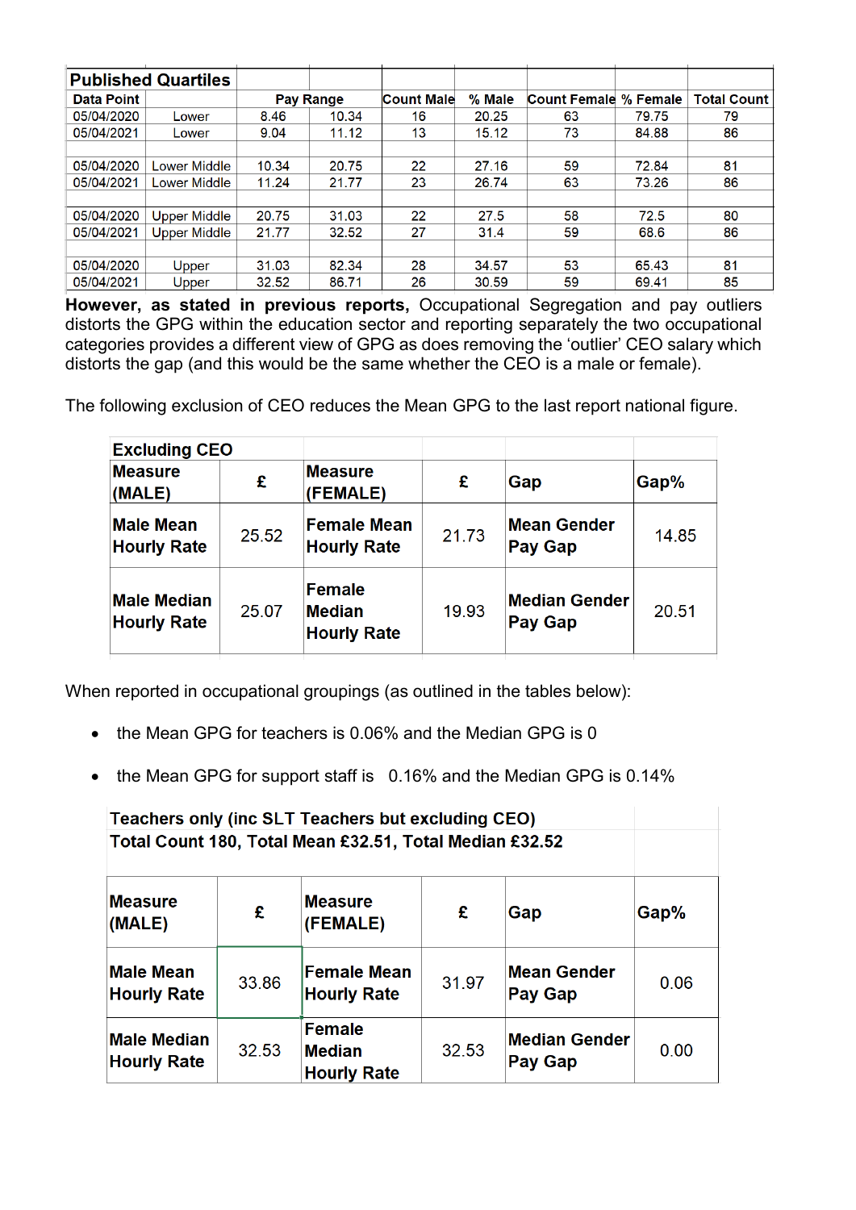| Published Quartiles | | | | | | | | |
|---|---|---|---|---|---|---|---|---|
| Data Point | | Pay Range | | Count Male | % Male | Count Female | % Female | Total Count |
| 05/04/2020 | Lower | 8.46 | 10.34 | 16 | 20.25 | 63 | 79.75 | 79 |
| 05/04/2021 | Lower | 9.04 | 11.12 | 13 | 15.12 | 73 | 84.88 | 86 |
| | | | | | | | | |
| 05/04/2020 | Lower Middle | 10.34 | 20.75 | 22 | 27.16 | 59 | 72.84 | 81 |
| 05/04/2021 | Lower Middle | 11.24 | 21.77 | 23 | 26.74 | 63 | 73.26 | 86 |
| | | | | | | | | |
| 05/04/2020 | Upper Middle | 20.75 | 31.03 | 22 | 27.5 | 58 | 72.5 | 80 |
| 05/04/2021 | Upper Middle | 21.77 | 32.52 | 27 | 31.4 | 59 | 68.6 | 86 |
| | | | | | | | | |
| 05/04/2020 | Upper | 31.03 | 82.34 | 28 | 34.57 | 53 | 65.43 | 81 |
| 05/04/2021 | Upper | 32.52 | 86.71 | 26 | 30.59 | 59 | 69.41 | 85 |

**However, as stated in previous reports,** Occupational Segregation and pay outliers distorts the GPG within the education sector and reporting separately the two occupational categories provides a different view of GPG as does removing the 'outlier' CEO salary which distorts the gap (and this would be the same whether the CEO is a male or female).

The following exclusion of CEO reduces the Mean GPG to the last report national figure.

| Excluding CEO | | | | | |
|---|---|---|---|---|---|
| **Measure (MALE)** | **£** | **Measure (FEMALE)** | **£** | **Gap** | **Gap%** |
| **Male Mean Hourly Rate** | 25.52 | **Female Mean Hourly Rate** | 21.73 | **Mean Gender Pay Gap** | 14.85 |
| **Male Median Hourly Rate** | 25.07 | **Female Median Hourly Rate** | 19.93 | **Median Gender Pay Gap** | 20.51 |

When reported in occupational groupings (as outlined in the tables below):

- the Mean GPG for teachers is 0.06% and the Median GPG is 0
- the Mean GPG for support staff is 0.16% and the Median GPG is 0.14%

| Teachers only (inc SLT Teachers but excluding CEO) Total Count 180, Total Mean £32.51, Total Median £32.52 | | | | | |
|---|---|---|---|---|---|
| **Measure (MALE)** | **£** | **Measure (FEMALE)** | **£** | **Gap** | **Gap%** |
| **Male Mean Hourly Rate** | 33.86 | **Female Mean Hourly Rate** | 31.97 | **Mean Gender Pay Gap** | 0.06 |
| **Male Median Hourly Rate** | 32.53 | **Female Median Hourly Rate** | 32.53 | **Median Gender Pay Gap** | 0.00 |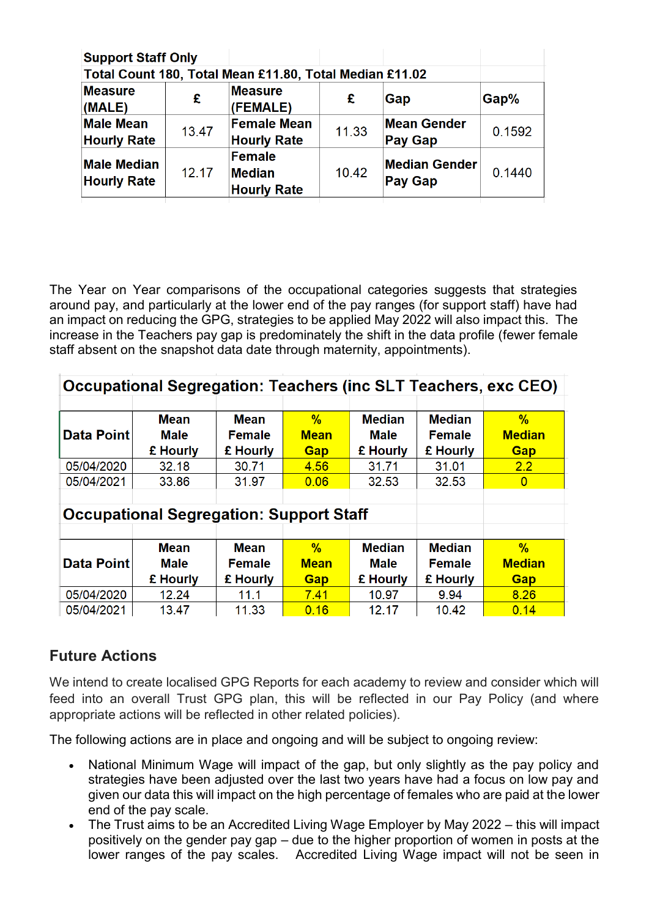| Support Staff Only | | | | | |
|---|---|---|---|---|---|
| Total Count 180, Total Mean £11.80, Total Median £11.02 | | | | | |
| **Measure (MALE)** | **£** | **Measure (FEMALE)** | **£** | **Gap** | **Gap%** |
| **Male Mean Hourly Rate** | 13.47 | **Female Mean Hourly Rate** | 11.33 | **Mean Gender Pay Gap** | 0.1592 |
| **Male Median Hourly Rate** | 12.17 | **Female Median Hourly Rate** | 10.42 | **Median Gender Pay Gap** | 0.1440 |

The Year on Year comparisons of the occupational categories suggests that strategies around pay, and particularly at the lower end of the pay ranges (for support staff) have had an impact on reducing the GPG, strategies to be applied May 2022 will also impact this. The increase in the Teachers pay gap is predominately the shift in the data profile (fewer female staff absent on the snapshot data date through maternity, appointments).

**Occupational Segregation: Teachers (inc SLT Teachers, exc CEO)**

| Data Point | Mean Male £ Hourly | Mean Female £ Hourly | % Mean Gap | Median Male £ Hourly | Median Female £ Hourly | % Median Gap |
|---|---|---|---|---|---|---|
| 05/04/2020 | 32.18 | 30.71 | 4.56 | 31.71 | 31.01 | 2.2 |
| 05/04/2021 | 33.86 | 31.97 | 0.06 | 32.53 | 32.53 | 0 |

**Occupational Segregation: Support Staff**

| Data Point | Mean Male £ Hourly | Mean Female £ Hourly | % Mean Gap | Median Male £ Hourly | Median Female £ Hourly | % Median Gap |
|---|---|---|---|---|---|---|
| 05/04/2020 | 12.24 | 11.1 | 7.41 | 10.97 | 9.94 | 8.26 |
| 05/04/2021 | 13.47 | 11.33 | 0.16 | 12.17 | 10.42 | 0.14 |

## Future Actions

We intend to create localised GPG Reports for each academy to review and consider which will feed into an overall Trust GPG plan, this will be reflected in our Pay Policy (and where appropriate actions will be reflected in other related policies).

The following actions are in place and ongoing and will be subject to ongoing review:

- National Minimum Wage will impact of the gap, but only slightly as the pay policy and strategies have been adjusted over the last two years have had a focus on low pay and given our data this will impact on the high percentage of females who are paid at the lower end of the pay scale.
- The Trust aims to be an Accredited Living Wage Employer by May 2022 – this will impact positively on the gender pay gap – due to the higher proportion of women in posts at the lower ranges of the pay scales. Accredited Living Wage impact will not be seen in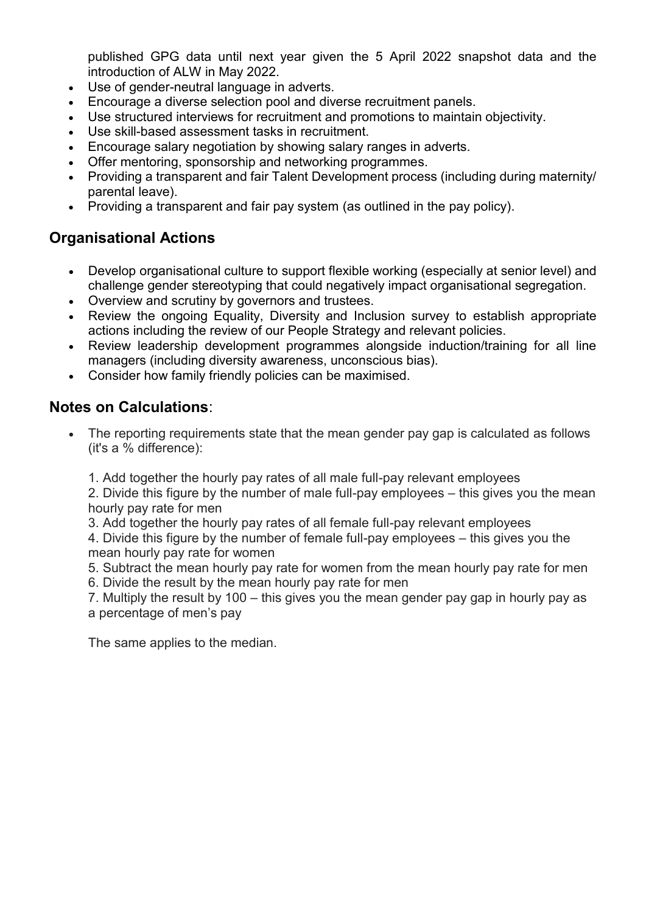published GPG data until next year given the 5 April 2022 snapshot data and the introduction of ALW in May 2022.

- Use of gender-neutral language in adverts.
- Encourage a diverse selection pool and diverse recruitment panels.
- Use structured interviews for recruitment and promotions to maintain objectivity.
- Use skill-based assessment tasks in recruitment.
- Encourage salary negotiation by showing salary ranges in adverts.
- Offer mentoring, sponsorship and networking programmes.
- Providing a transparent and fair Talent Development process (including during maternity/ parental leave).
- Providing a transparent and fair pay system (as outlined in the pay policy).

## Organisational Actions

- Develop organisational culture to support flexible working (especially at senior level) and challenge gender stereotyping that could negatively impact organisational segregation.
- Overview and scrutiny by governors and trustees.
- Review the ongoing Equality, Diversity and Inclusion survey to establish appropriate actions including the review of our People Strategy and relevant policies.
- Review leadership development programmes alongside induction/training for all line managers (including diversity awareness, unconscious bias).
- Consider how family friendly policies can be maximised.

## **Notes on Calculations**:

- The reporting requirements state that the mean gender pay gap is calculated as follows (it's a % difference):

  1. Add together the hourly pay rates of all male full-pay relevant employees
  2. Divide this figure by the number of male full-pay employees – this gives you the mean hourly pay rate for men
  3. Add together the hourly pay rates of all female full-pay relevant employees
  4. Divide this figure by the number of female full-pay employees – this gives you the mean hourly pay rate for women
  5. Subtract the mean hourly pay rate for women from the mean hourly pay rate for men
  6. Divide the result by the mean hourly pay rate for men
  7. Multiply the result by 100 – this gives you the mean gender pay gap in hourly pay as a percentage of men's pay

  The same applies to the median.